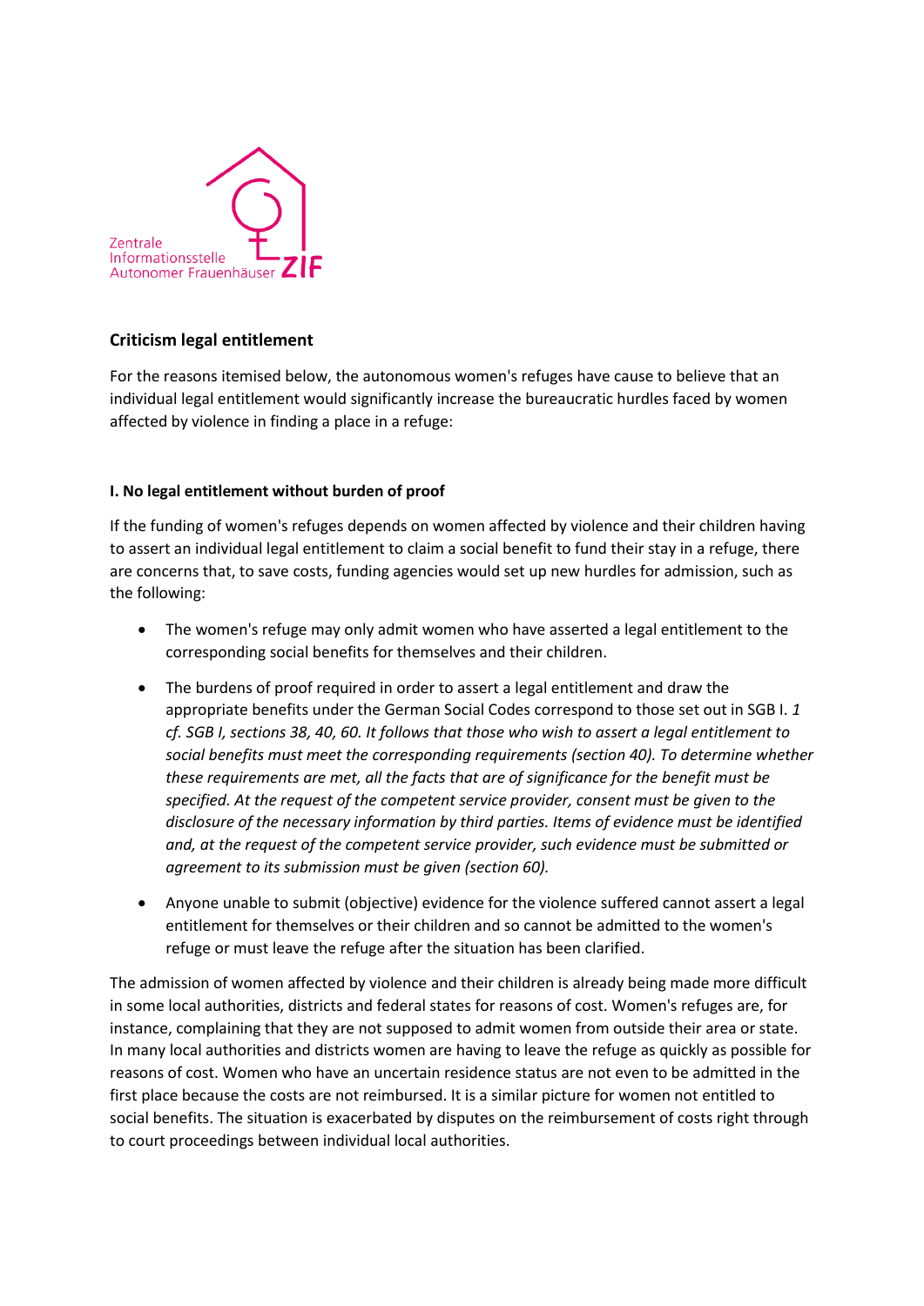Zentrale Informationsstelle Autonomer Frauenhäuser ZIF

## Criticism legal entitlement

For the reasons itemised below, the autonomous women's refuges have cause to believe that an individual legal entitlement would significantly increase the bureaucratic hurdles faced by women affected by violence in finding a place in a refuge:

### I. No legal entitlement without burden of proof

If the funding of women's refuges depends on women affected by violence and their children having to assert an individual legal entitlement to claim a social benefit to fund their stay in a refuge, there are concerns that, to save costs, funding agencies would set up new hurdles for admission, such as the following:

- The women's refuge may only admit women who have asserted a legal entitlement to the corresponding social benefits for themselves and their children.
- The burdens of proof required in order to assert a legal entitlement and draw the appropriate benefits under the German Social Codes correspond to those set out in SGB I. *1 cf. SGB I, sections 38, 40, 60. It follows that those who wish to assert a legal entitlement to social benefits must meet the corresponding requirements (section 40). To determine whether these requirements are met, all the facts that are of significance for the benefit must be specified. At the request of the competent service provider, consent must be given to the disclosure of the necessary information by third parties. Items of evidence must be identified and, at the request of the competent service provider, such evidence must be submitted or agreement to its submission must be given (section 60).*
- Anyone unable to submit (objective) evidence for the violence suffered cannot assert a legal entitlement for themselves or their children and so cannot be admitted to the women's refuge or must leave the refuge after the situation has been clarified.

The admission of women affected by violence and their children is already being made more difficult in some local authorities, districts and federal states for reasons of cost. Women's refuges are, for instance, complaining that they are not supposed to admit women from outside their area or state. In many local authorities and districts women are having to leave the refuge as quickly as possible for reasons of cost. Women who have an uncertain residence status are not even to be admitted in the first place because the costs are not reimbursed. It is a similar picture for women not entitled to social benefits. The situation is exacerbated by disputes on the reimbursement of costs right through to court proceedings between individual local authorities.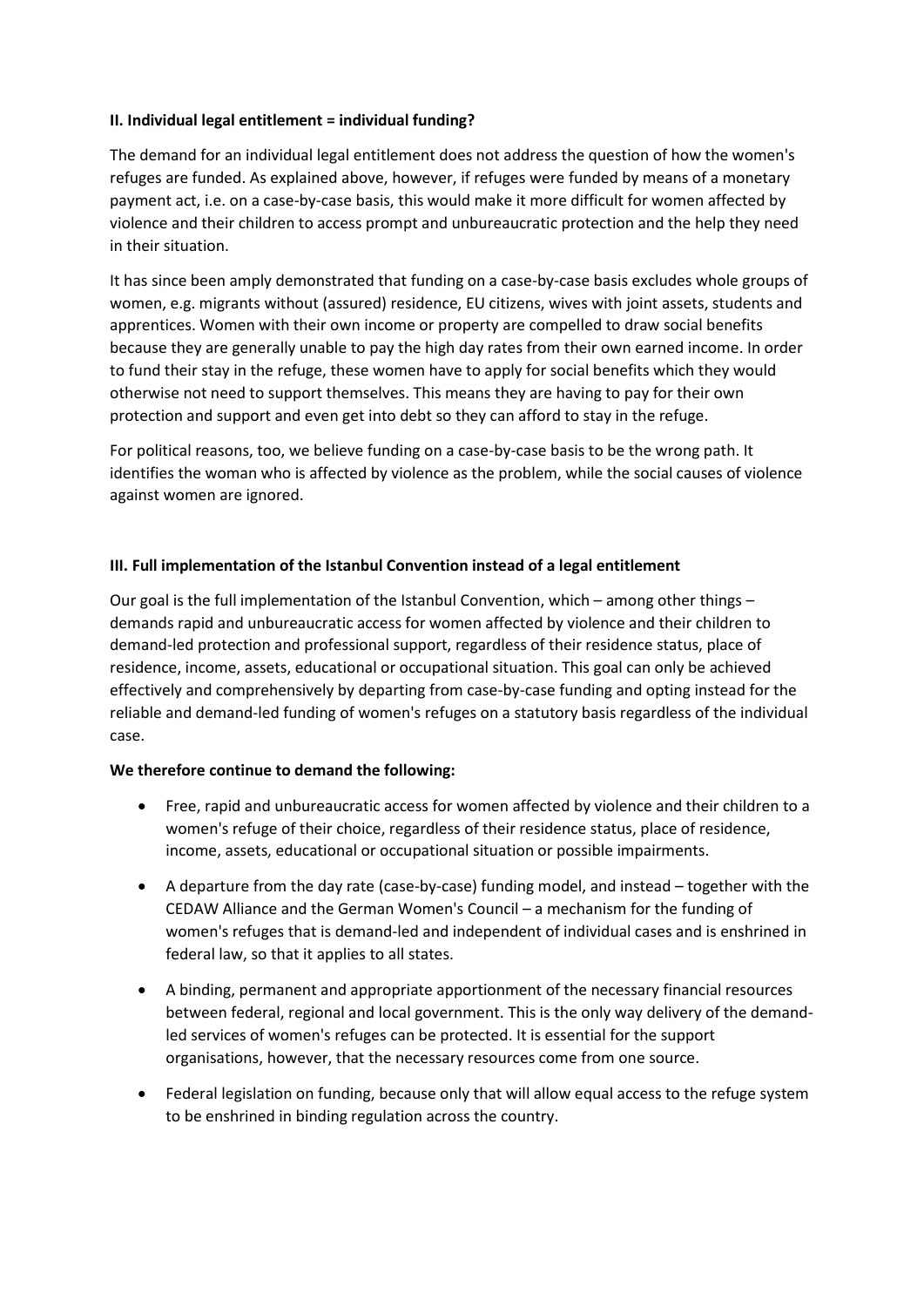### II. Individual legal entitlement = individual funding?

The demand for an individual legal entitlement does not address the question of how the women's refuges are funded. As explained above, however, if refuges were funded by means of a monetary payment act, i.e. on a case-by-case basis, this would make it more difficult for women affected by violence and their children to access prompt and unbureaucratic protection and the help they need in their situation.

It has since been amply demonstrated that funding on a case-by-case basis excludes whole groups of women, e.g. migrants without (assured) residence, EU citizens, wives with joint assets, students and apprentices. Women with their own income or property are compelled to draw social benefits because they are generally unable to pay the high day rates from their own earned income. In order to fund their stay in the refuge, these women have to apply for social benefits which they would otherwise not need to support themselves. This means they are having to pay for their own protection and support and even get into debt so they can afford to stay in the refuge.

For political reasons, too, we believe funding on a case-by-case basis to be the wrong path. It identifies the woman who is affected by violence as the problem, while the social causes of violence against women are ignored.

### III. Full implementation of the Istanbul Convention instead of a legal entitlement

Our goal is the full implementation of the Istanbul Convention, which – among other things – demands rapid and unbureaucratic access for women affected by violence and their children to demand-led protection and professional support, regardless of their residence status, place of residence, income, assets, educational or occupational situation. This goal can only be achieved effectively and comprehensively by departing from case-by-case funding and opting instead for the reliable and demand-led funding of women's refuges on a statutory basis regardless of the individual case.

**We therefore continue to demand the following:**

- Free, rapid and unbureaucratic access for women affected by violence and their children to a women's refuge of their choice, regardless of their residence status, place of residence, income, assets, educational or occupational situation or possible impairments.
- A departure from the day rate (case-by-case) funding model, and instead – together with the CEDAW Alliance and the German Women's Council – a mechanism for the funding of women's refuges that is demand-led and independent of individual cases and is enshrined in federal law, so that it applies to all states.
- A binding, permanent and appropriate apportionment of the necessary financial resources between federal, regional and local government. This is the only way delivery of the demand-led services of women's refuges can be protected. It is essential for the support organisations, however, that the necessary resources come from one source.
- Federal legislation on funding, because only that will allow equal access to the refuge system to be enshrined in binding regulation across the country.